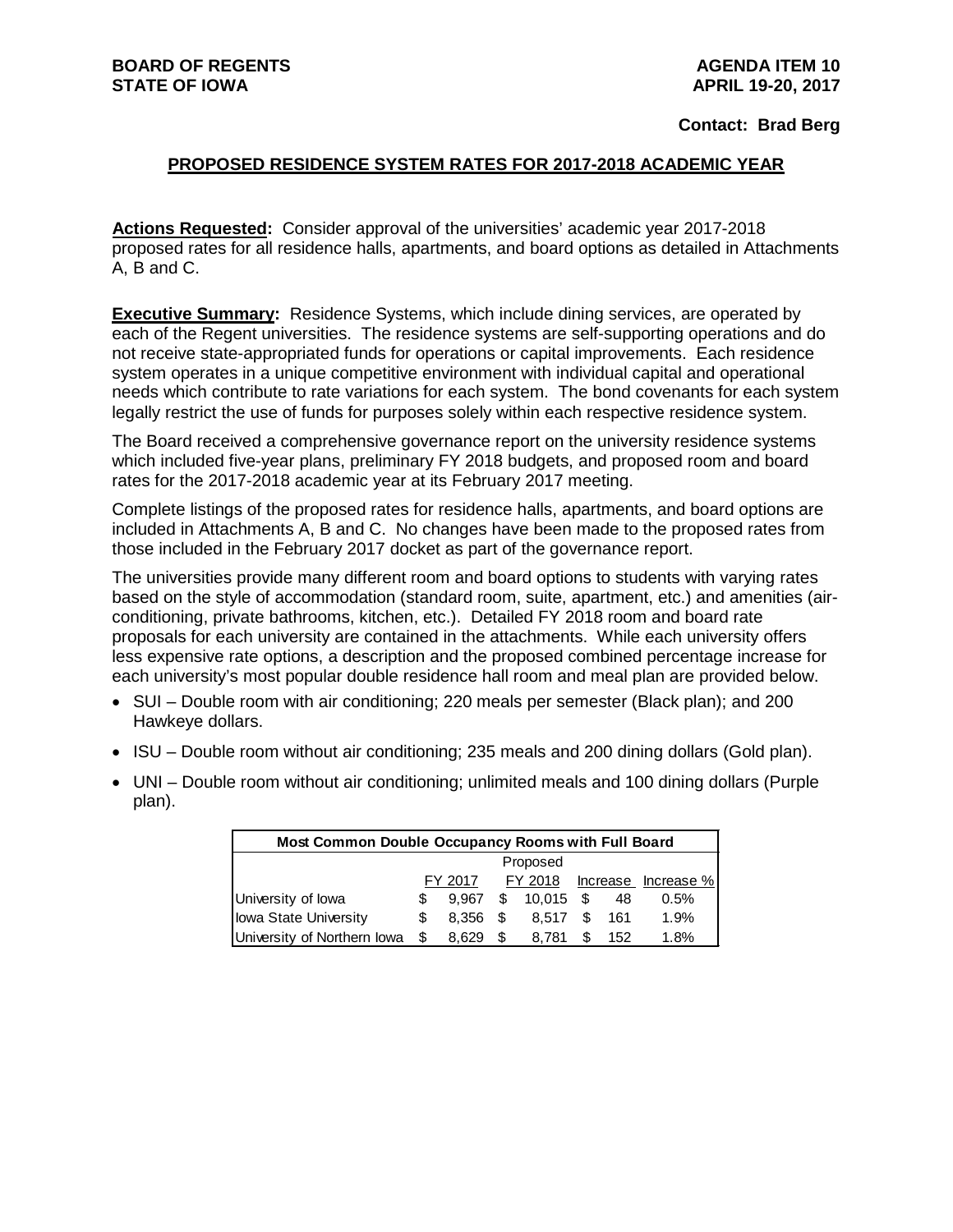**BOARD OF REGENTS**
**STATE OF IOWA**

**AGENDA ITEM 10**
**APRIL 19-20, 2017**

**Contact: Brad Berg**

## PROPOSED RESIDENCE SYSTEM RATES FOR 2017-2018 ACADEMIC YEAR

**Actions Requested:** Consider approval of the universities' academic year 2017-2018 proposed rates for all residence halls, apartments, and board options as detailed in Attachments A, B and C.

**Executive Summary:** Residence Systems, which include dining services, are operated by each of the Regent universities. The residence systems are self-supporting operations and do not receive state-appropriated funds for operations or capital improvements. Each residence system operates in a unique competitive environment with individual capital and operational needs which contribute to rate variations for each system. The bond covenants for each system legally restrict the use of funds for purposes solely within each respective residence system.

The Board received a comprehensive governance report on the university residence systems which included five-year plans, preliminary FY 2018 budgets, and proposed room and board rates for the 2017-2018 academic year at its February 2017 meeting.

Complete listings of the proposed rates for residence halls, apartments, and board options are included in Attachments A, B and C. No changes have been made to the proposed rates from those included in the February 2017 docket as part of the governance report.

The universities provide many different room and board options to students with varying rates based on the style of accommodation (standard room, suite, apartment, etc.) and amenities (air-conditioning, private bathrooms, kitchen, etc.). Detailed FY 2018 room and board rate proposals for each university are contained in the attachments. While each university offers less expensive rate options, a description and the proposed combined percentage increase for each university's most popular double residence hall room and meal plan are provided below.

- SUI – Double room with air conditioning; 220 meals per semester (Black plan); and 200 Hawkeye dollars.
- ISU – Double room without air conditioning; 235 meals and 200 dining dollars (Gold plan).
- UNI – Double room without air conditioning; unlimited meals and 100 dining dollars (Purple plan).

| Most Common Double Occupancy Rooms with Full Board | | | | |
|---|---|---|---|---|
| | | Proposed | | |
| | FY 2017 | FY 2018 | Increase | Increase % |
| University of Iowa | $ 9,967 | $ 10,015 | $ 48 | 0.5% |
| Iowa State University | $ 8,356 | $ 8,517 | $ 161 | 1.9% |
| University of Northern Iowa | $ 8,629 | $ 8,781 | $ 152 | 1.8% |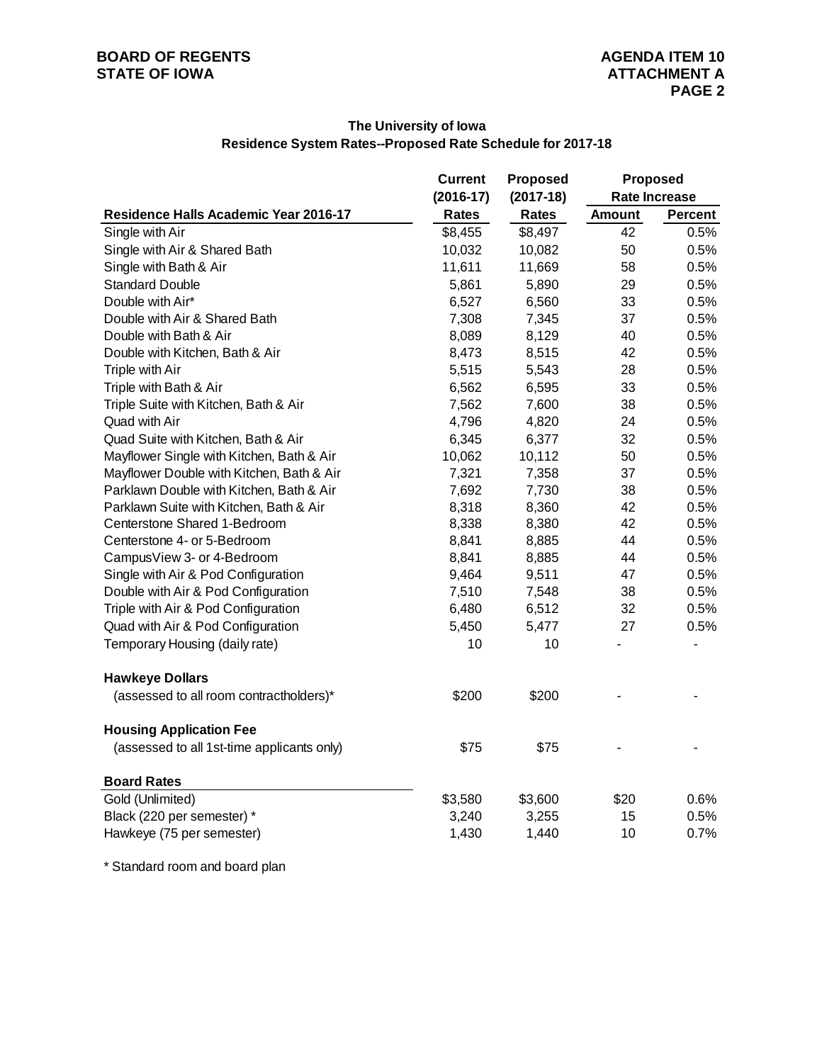**The University of Iowa**
**Residence System Rates--Proposed Rate Schedule for 2017-18**

| Residence Halls Academic Year 2016-17 | Current (2016-17) Rates | Proposed (2017-18) Rates | Proposed Rate Increase Amount | Proposed Rate Increase Percent |
|---|---|---|---|---|
| Single with Air | $8,455 | $8,497 | 42 | 0.5% |
| Single with Air & Shared Bath | 10,032 | 10,082 | 50 | 0.5% |
| Single with Bath & Air | 11,611 | 11,669 | 58 | 0.5% |
| Standard Double | 5,861 | 5,890 | 29 | 0.5% |
| Double with Air* | 6,527 | 6,560 | 33 | 0.5% |
| Double with Air & Shared Bath | 7,308 | 7,345 | 37 | 0.5% |
| Double with Bath & Air | 8,089 | 8,129 | 40 | 0.5% |
| Double with Kitchen, Bath & Air | 8,473 | 8,515 | 42 | 0.5% |
| Triple with Air | 5,515 | 5,543 | 28 | 0.5% |
| Triple with Bath & Air | 6,562 | 6,595 | 33 | 0.5% |
| Triple Suite with Kitchen, Bath & Air | 7,562 | 7,600 | 38 | 0.5% |
| Quad with Air | 4,796 | 4,820 | 24 | 0.5% |
| Quad Suite with Kitchen, Bath & Air | 6,345 | 6,377 | 32 | 0.5% |
| Mayflower Single with Kitchen, Bath & Air | 10,062 | 10,112 | 50 | 0.5% |
| Mayflower Double with Kitchen, Bath & Air | 7,321 | 7,358 | 37 | 0.5% |
| Parklawn Double with Kitchen, Bath & Air | 7,692 | 7,730 | 38 | 0.5% |
| Parklawn Suite with Kitchen, Bath & Air | 8,318 | 8,360 | 42 | 0.5% |
| Centerstone Shared 1-Bedroom | 8,338 | 8,380 | 42 | 0.5% |
| Centerstone 4- or 5-Bedroom | 8,841 | 8,885 | 44 | 0.5% |
| CampusView 3- or 4-Bedroom | 8,841 | 8,885 | 44 | 0.5% |
| Single with Air & Pod Configuration | 9,464 | 9,511 | 47 | 0.5% |
| Double with Air & Pod Configuration | 7,510 | 7,548 | 38 | 0.5% |
| Triple with Air & Pod Configuration | 6,480 | 6,512 | 32 | 0.5% |
| Quad with Air & Pod Configuration | 5,450 | 5,477 | 27 | 0.5% |
| Temporary Housing (daily rate) | 10 | 10 | - | - |
| **Hawkeye Dollars** | | | | |
| (assessed to all room contractholders)* | $200 | $200 | - | - |
| **Housing Application Fee** | | | | |
| (assessed to all 1st-time applicants only) | $75 | $75 | - | - |
| **Board Rates** | | | | |
| Gold (Unlimited) | $3,580 | $3,600 | $20 | 0.6% |
| Black (220 per semester) * | 3,240 | 3,255 | 15 | 0.5% |
| Hawkeye (75 per semester) | 1,430 | 1,440 | 10 | 0.7% |

* Standard room and board plan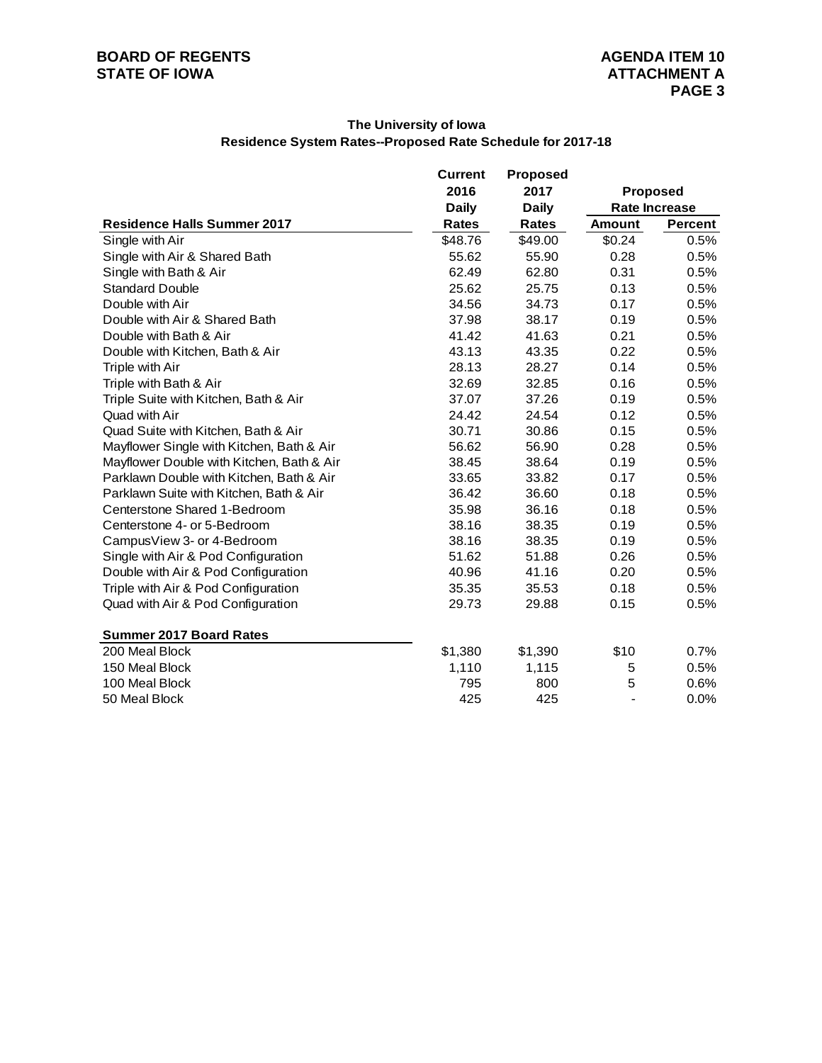**The University of Iowa**
**Residence System Rates--Proposed Rate Schedule for 2017-18**

| | Current 2016 Daily Rates | Proposed 2017 Daily Rates | Proposed Rate Increase | |
|---|---|---|---|---|
| **Residence Halls Summer 2017** | | | **Amount** | **Percent** |
| Single with Air | $48.76 | $49.00 | $0.24 | 0.5% |
| Single with Air & Shared Bath | 55.62 | 55.90 | 0.28 | 0.5% |
| Single with Bath & Air | 62.49 | 62.80 | 0.31 | 0.5% |
| Standard Double | 25.62 | 25.75 | 0.13 | 0.5% |
| Double with Air | 34.56 | 34.73 | 0.17 | 0.5% |
| Double with Air & Shared Bath | 37.98 | 38.17 | 0.19 | 0.5% |
| Double with Bath & Air | 41.42 | 41.63 | 0.21 | 0.5% |
| Double with Kitchen, Bath & Air | 43.13 | 43.35 | 0.22 | 0.5% |
| Triple with Air | 28.13 | 28.27 | 0.14 | 0.5% |
| Triple with Bath & Air | 32.69 | 32.85 | 0.16 | 0.5% |
| Triple Suite with Kitchen, Bath & Air | 37.07 | 37.26 | 0.19 | 0.5% |
| Quad with Air | 24.42 | 24.54 | 0.12 | 0.5% |
| Quad Suite with Kitchen, Bath & Air | 30.71 | 30.86 | 0.15 | 0.5% |
| Mayflower Single with Kitchen, Bath & Air | 56.62 | 56.90 | 0.28 | 0.5% |
| Mayflower Double with Kitchen, Bath & Air | 38.45 | 38.64 | 0.19 | 0.5% |
| Parklawn Double with Kitchen, Bath & Air | 33.65 | 33.82 | 0.17 | 0.5% |
| Parklawn Suite with Kitchen, Bath & Air | 36.42 | 36.60 | 0.18 | 0.5% |
| Centerstone Shared 1-Bedroom | 35.98 | 36.16 | 0.18 | 0.5% |
| Centerstone 4- or 5-Bedroom | 38.16 | 38.35 | 0.19 | 0.5% |
| CampusView 3- or 4-Bedroom | 38.16 | 38.35 | 0.19 | 0.5% |
| Single with Air & Pod Configuration | 51.62 | 51.88 | 0.26 | 0.5% |
| Double with Air & Pod Configuration | 40.96 | 41.16 | 0.20 | 0.5% |
| Triple with Air & Pod Configuration | 35.35 | 35.53 | 0.18 | 0.5% |
| Quad with Air & Pod Configuration | 29.73 | 29.88 | 0.15 | 0.5% |
| | | | | |
| **Summer 2017 Board Rates** | | | | |
| 200 Meal Block | $1,380 | $1,390 | $10 | 0.7% |
| 150 Meal Block | 1,110 | 1,115 | 5 | 0.5% |
| 100 Meal Block | 795 | 800 | 5 | 0.6% |
| 50 Meal Block | 425 | 425 | - | 0.0% |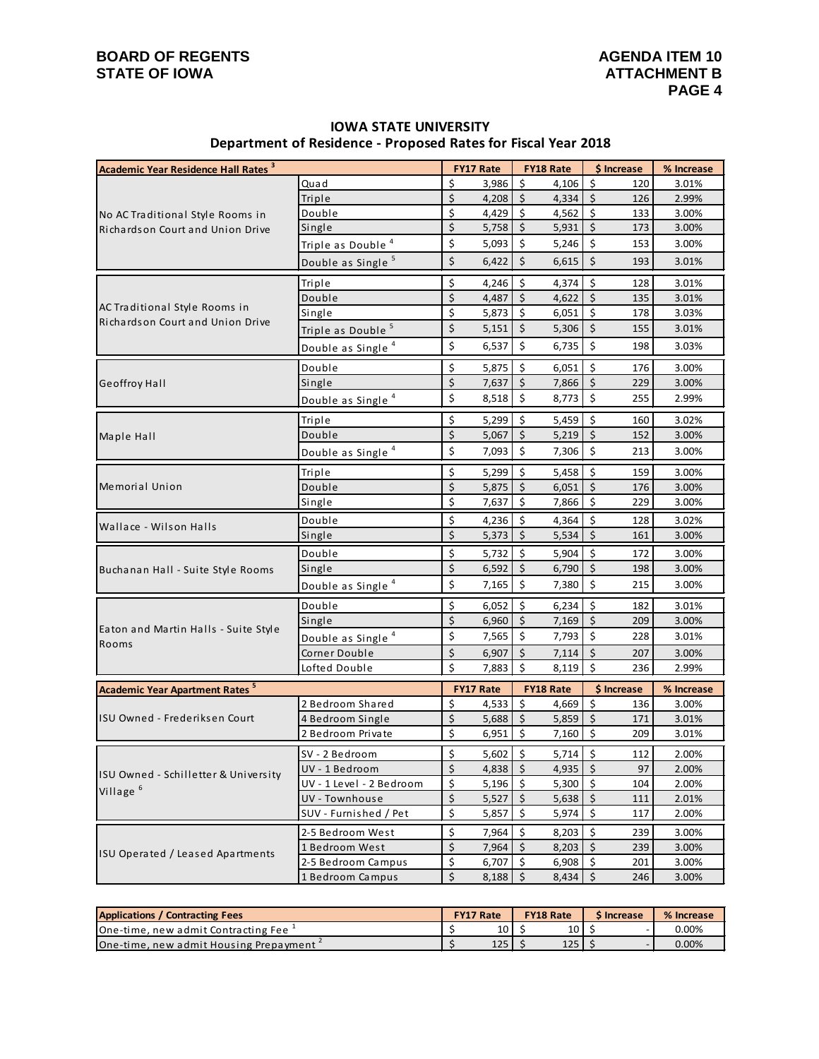**BOARD OF REGENTS**
**STATE OF IOWA**

**AGENDA ITEM 10**
**ATTACHMENT B**

## IOWA STATE UNIVERSITY
## Department of Residence - Proposed Rates for Fiscal Year 2018

| Academic Year Residence Hall Rates [3] | | FY17 Rate | FY18 Rate | $ Increase | % Increase |
|---|---|---|---|---|---|
| No AC Traditional Style Rooms in Richardson Court and Union Drive | Quad | $ 3,986 | $ 4,106 | $ 120 | 3.01% |
| | Triple | $ 4,208 | $ 4,334 | $ 126 | 2.99% |
| | Double | $ 4,429 | $ 4,562 | $ 133 | 3.00% |
| | Single | $ 5,758 | $ 5,931 | $ 173 | 3.00% |
| | Triple as Double [4] | $ 5,093 | $ 5,246 | $ 153 | 3.00% |
| | Double as Single [5] | $ 6,422 | $ 6,615 | $ 193 | 3.01% |
| AC Traditional Style Rooms in Richardson Court and Union Drive | Triple | $ 4,246 | $ 4,374 | $ 128 | 3.01% |
| | Double | $ 4,487 | $ 4,622 | $ 135 | 3.01% |
| | Single | $ 5,873 | $ 6,051 | $ 178 | 3.03% |
| | Triple as Double [5] | $ 5,151 | $ 5,306 | $ 155 | 3.01% |
| | Double as Single [4] | $ 6,537 | $ 6,735 | $ 198 | 3.03% |
| Geoffroy Hall | Double | $ 5,875 | $ 6,051 | $ 176 | 3.00% |
| | Single | $ 7,637 | $ 7,866 | $ 229 | 3.00% |
| | Double as Single [4] | $ 8,518 | $ 8,773 | $ 255 | 2.99% |
| Maple Hall | Triple | $ 5,299 | $ 5,459 | $ 160 | 3.02% |
| | Double | $ 5,067 | $ 5,219 | $ 152 | 3.00% |
| | Double as Single [4] | $ 7,093 | $ 7,306 | $ 213 | 3.00% |
| Memorial Union | Triple | $ 5,299 | $ 5,458 | $ 159 | 3.00% |
| | Double | $ 5,875 | $ 6,051 | $ 176 | 3.00% |
| | Single | $ 7,637 | $ 7,866 | $ 229 | 3.00% |
| Wallace - Wilson Halls | Double | $ 4,236 | $ 4,364 | $ 128 | 3.02% |
| | Single | $ 5,373 | $ 5,534 | $ 161 | 3.00% |
| Buchanan Hall - Suite Style Rooms | Double | $ 5,732 | $ 5,904 | $ 172 | 3.00% |
| | Single | $ 6,592 | $ 6,790 | $ 198 | 3.00% |
| | Double as Single [4] | $ 7,165 | $ 7,380 | $ 215 | 3.00% |
| Eaton and Martin Halls - Suite Style Rooms | Double | $ 6,052 | $ 6,234 | $ 182 | 3.01% |
| | Single | $ 6,960 | $ 7,169 | $ 209 | 3.00% |
| | Double as Single [4] | $ 7,565 | $ 7,793 | $ 228 | 3.01% |
| | Corner Double | $ 6,907 | $ 7,114 | $ 207 | 3.00% |
| | Lofted Double | $ 7,883 | $ 8,119 | $ 236 | 2.99% |
| **Academic Year Apartment Rates [5]** | | **FY17 Rate** | **FY18 Rate** | **$ Increase** | **% Increase** |
| ISU Owned - Frederiksen Court | 2 Bedroom Shared | $ 4,533 | $ 4,669 | $ 136 | 3.00% |
| | 4 Bedroom Single | $ 5,688 | $ 5,859 | $ 171 | 3.01% |
| | 2 Bedroom Private | $ 6,951 | $ 7,160 | $ 209 | 3.01% |
| ISU Owned - Schilletter & University Village [6] | SV - 2 Bedroom | $ 5,602 | $ 5,714 | $ 112 | 2.00% |
| | UV - 1 Bedroom | $ 4,838 | $ 4,935 | $ 97 | 2.00% |
| | UV - 1 Level - 2 Bedroom | $ 5,196 | $ 5,300 | $ 104 | 2.00% |
| | UV - Townhouse | $ 5,527 | $ 5,638 | $ 111 | 2.01% |
| | SUV - Furnished / Pet | $ 5,857 | $ 5,974 | $ 117 | 2.00% |
| ISU Operated / Leased Apartments | 2-5 Bedroom West | $ 7,964 | $ 8,203 | $ 239 | 3.00% |
| | 1 Bedroom West | $ 7,964 | $ 8,203 | $ 239 | 3.00% |
| | 2-5 Bedroom Campus | $ 6,707 | $ 6,908 | $ 201 | 3.00% |
| | 1 Bedroom Campus | $ 8,188 | $ 8,434 | $ 246 | 3.00% |

| Applications / Contracting Fees | FY17 Rate | FY18 Rate | $ Increase | % Increase |
|---|---|---|---|---|
| One-time, new admit Contracting Fee [1] | $ 10 | $ 10 | $ - | 0.00% |
| One-time, new admit Housing Prepayment [2] | $ 125 | $ 125 | $ - | 0.00% |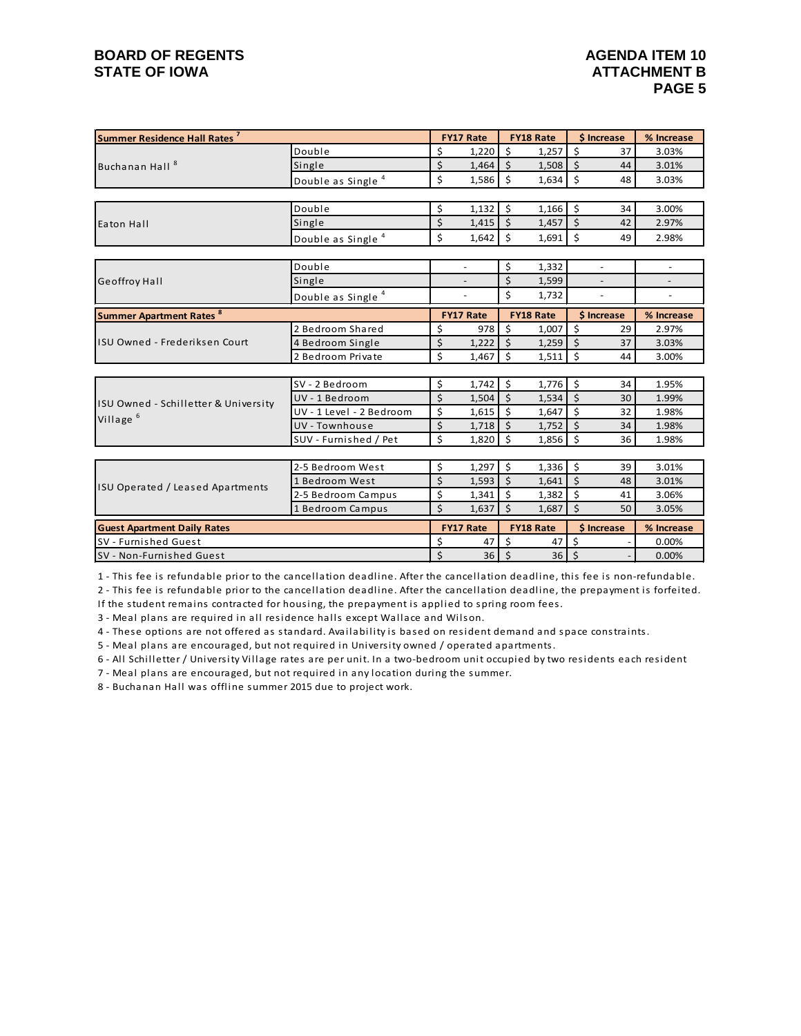| Summer Residence Hall Rates [7] | | FY17 Rate | FY18 Rate | $ Increase | % Increase |
|---|---|---|---|---|---|
| Buchanan Hall [8] | Double | $ 1,220 | $ 1,257 | $ 37 | 3.03% |
| | Single | $ 1,464 | $ 1,508 | $ 44 | 3.01% |
| | Double as Single [4] | $ 1,586 | $ 1,634 | $ 48 | 3.03% |
| Eaton Hall | Double | $ 1,132 | $ 1,166 | $ 34 | 3.00% |
| | Single | $ 1,415 | $ 1,457 | $ 42 | 2.97% |
| | Double as Single [4] | $ 1,642 | $ 1,691 | $ 49 | 2.98% |
| Geoffroy Hall | Double | - | $ 1,332 | - | - |
| | Single | - | $ 1,599 | - | - |
| | Double as Single [4] | - | $ 1,732 | - | - |

| Summer Apartment Rates [8] | | FY17 Rate | FY18 Rate | $ Increase | % Increase |
|---|---|---|---|---|---|
| ISU Owned - Frederiksen Court | 2 Bedroom Shared | $ 978 | $ 1,007 | $ 29 | 2.97% |
| | 4 Bedroom Single | $ 1,222 | $ 1,259 | $ 37 | 3.03% |
| | 2 Bedroom Private | $ 1,467 | $ 1,511 | $ 44 | 3.00% |
| ISU Owned - Schilletter & University Village [6] | SV - 2 Bedroom | $ 1,742 | $ 1,776 | $ 34 | 1.95% |
| | UV - 1 Bedroom | $ 1,504 | $ 1,534 | $ 30 | 1.99% |
| | UV - 1 Level - 2 Bedroom | $ 1,615 | $ 1,647 | $ 32 | 1.98% |
| | UV - Townhouse | $ 1,718 | $ 1,752 | $ 34 | 1.98% |
| | SUV - Furnished / Pet | $ 1,820 | $ 1,856 | $ 36 | 1.98% |
| ISU Operated / Leased Apartments | 2-5 Bedroom West | $ 1,297 | $ 1,336 | $ 39 | 3.01% |
| | 1 Bedroom West | $ 1,593 | $ 1,641 | $ 48 | 3.01% |
| | 2-5 Bedroom Campus | $ 1,341 | $ 1,382 | $ 41 | 3.06% |
| | 1 Bedroom Campus | $ 1,637 | $ 1,687 | $ 50 | 3.05% |

| Guest Apartment Daily Rates | FY17 Rate | FY18 Rate | $ Increase | % Increase |
|---|---|---|---|---|
| SV - Furnished Guest | $ 47 | $ 47 | $ - | 0.00% |
| SV - Non-Furnished Guest | $ 36 | $ 36 | $ - | 0.00% |

1 - This fee is refundable prior to the cancellation deadline. After the cancellation deadline, this fee is non-refundable.

2 - This fee is refundable prior to the cancellation deadline. After the cancellation deadline, the prepayment is forfeited. If the student remains contracted for housing, the prepayment is applied to spring room fees.

3 - Meal plans are required in all residence halls except Wallace and Wilson.

4 - These options are not offered as standard. Availability is based on resident demand and space constraints.

5 - Meal plans are encouraged, but not required in University owned / operated apartments.

6 - All Schilletter / University Village rates are per unit. In a two-bedroom unit occupied by two residents each resident

7 - Meal plans are encouraged, but not required in any location during the summer.

8 - Buchanan Hall was offline summer 2015 due to project work.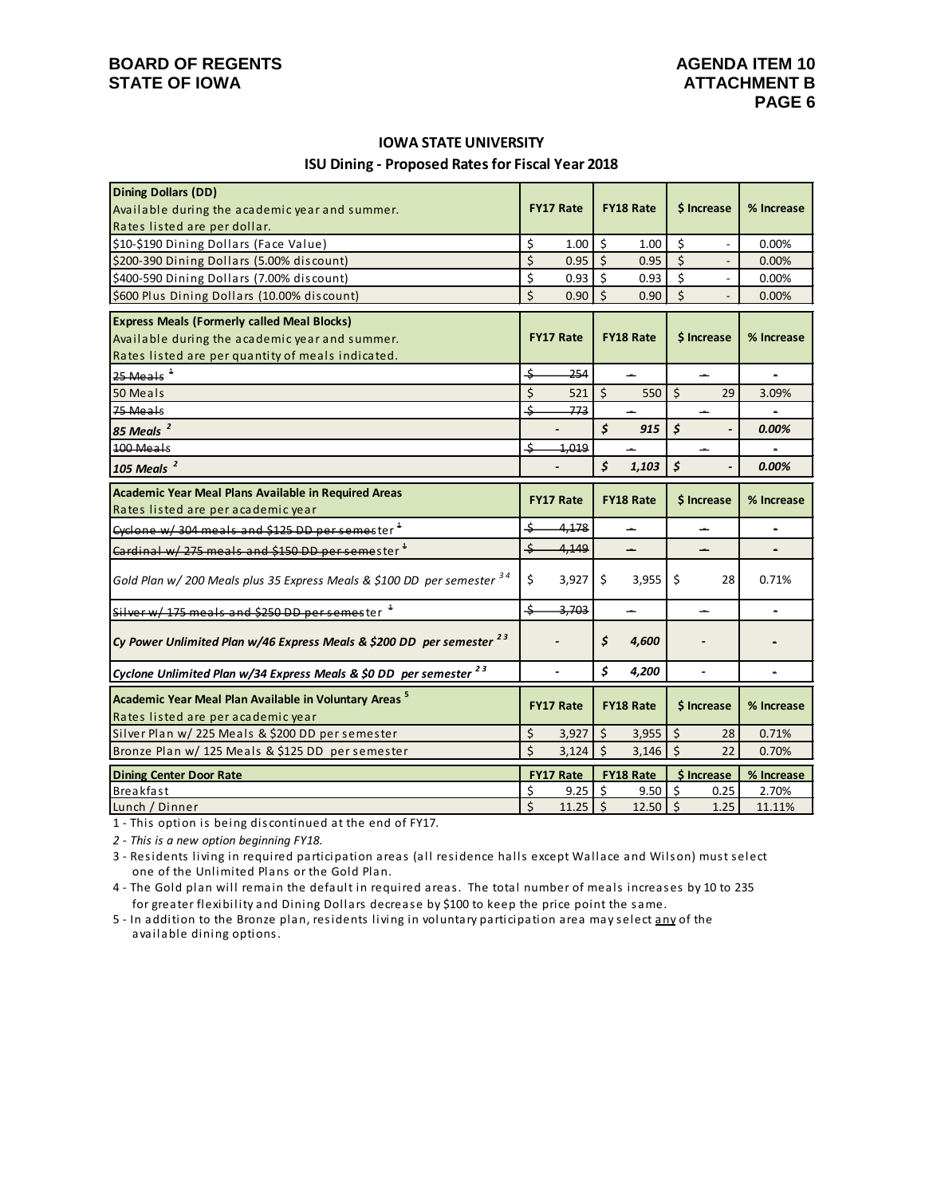BOARD OF REGENTS
STATE OF IOWA

AGENDA ITEM 10
ATTACHMENT B

## IOWA STATE UNIVERSITY

### ISU Dining - Proposed Rates for Fiscal Year 2018

| **Dining Dollars (DD)** Available during the academic year and summer. Rates listed are per dollar. | FY17 Rate | FY18 Rate | $ Increase | % Increase |
|---|---|---|---|---|
| $10-$190 Dining Dollars (Face Value) | $ 1.00 | $ 1.00 | $ - | 0.00% |
| $200-390 Dining Dollars (5.00% discount) | $ 0.95 | $ 0.95 | $ - | 0.00% |
| $400-590 Dining Dollars (7.00% discount) | $ 0.93 | $ 0.93 | $ - | 0.00% |
| $600 Plus Dining Dollars (10.00% discount) | $ 0.90 | $ 0.90 | $ - | 0.00% |

| **Express Meals (Formerly called Meal Blocks)** Available during the academic year and summer. Rates listed are per quantity of meals indicated. | FY17 Rate | FY18 Rate | $ Increase | % Increase |
|---|---|---|---|---|
| ~~25 Meals~~ [1] | ~~$ 254~~ | - | - | - |
| 50 Meals | $ 521 | $ 550 | $ 29 | 3.09% |
| ~~75 Meals~~ | ~~$ 773~~ | - | - | - |
| *85 Meals* [2] | - | *$ 915* | *$ -* | *0.00%* |
| ~~100 Meals~~ | ~~$ 1,019~~ | - | - | - |
| *105 Meals* [2] | - | *$ 1,103* | *$ -* | *0.00%* |

| **Academic Year Meal Plans Available in Required Areas** Rates listed are per academic year | FY17 Rate | FY18 Rate | $ Increase | % Increase |
|---|---|---|---|---|
| ~~Cyclone w/ 304 meals and $125 DD per semester~~ [1] | ~~$ 4,178~~ | - | - | - |
| ~~Cardinal w/ 275 meals and $150 DD per semester~~ [1] | ~~$ 4,149~~ | - | - | - |
| *Gold Plan w/ 200 Meals plus 35 Express Meals & $100 DD per semester* [3,4] | $ 3,927 | $ 3,955 | $ 28 | 0.71% |
| ~~Silver w/ 175 meals and $250 DD per semester~~ [1] | ~~$ 3,703~~ | - | - | - |
| ***Cy Power Unlimited Plan w/46 Express Meals & $200 DD per semester*** [2,3] | - | ***$ 4,600*** | - | - |
| ***Cyclone Unlimited Plan w/34 Express Meals & $0 DD per semester*** [2,3] | - | ***$ 4,200*** | - | - |

| **Academic Year Meal Plan Available in Voluntary Areas** [5] Rates listed are per academic year | FY17 Rate | FY18 Rate | $ Increase | % Increase |
|---|---|---|---|---|
| Silver Plan w/ 225 Meals & $200 DD per semester | $ 3,927 | $ 3,955 | $ 28 | 0.71% |
| Bronze Plan w/ 125 Meals & $125 DD per semester | $ 3,124 | $ 3,146 | $ 22 | 0.70% |

| **Dining Center Door Rate** | FY17 Rate | FY18 Rate | $ Increase | % Increase |
|---|---|---|---|---|
| Breakfast | $ 9.25 | $ 9.50 | $ 0.25 | 2.70% |
| Lunch / Dinner | $ 11.25 | $ 12.50 | $ 1.25 | 11.11% |

1 - This option is being discontinued at the end of FY17.

*2 - This is a new option beginning FY18.*

3 - Residents living in required participation areas (all residence halls except Wallace and Wilson) must select one of the Unlimited Plans or the Gold Plan.

4 - The Gold plan will remain the default in required areas. The total number of meals increases by 10 to 235 for greater flexibility and Dining Dollars decrease by $100 to keep the price point the same.

5 - In addition to the Bronze plan, residents living in voluntary participation area may select <u>any</u> of the available dining options.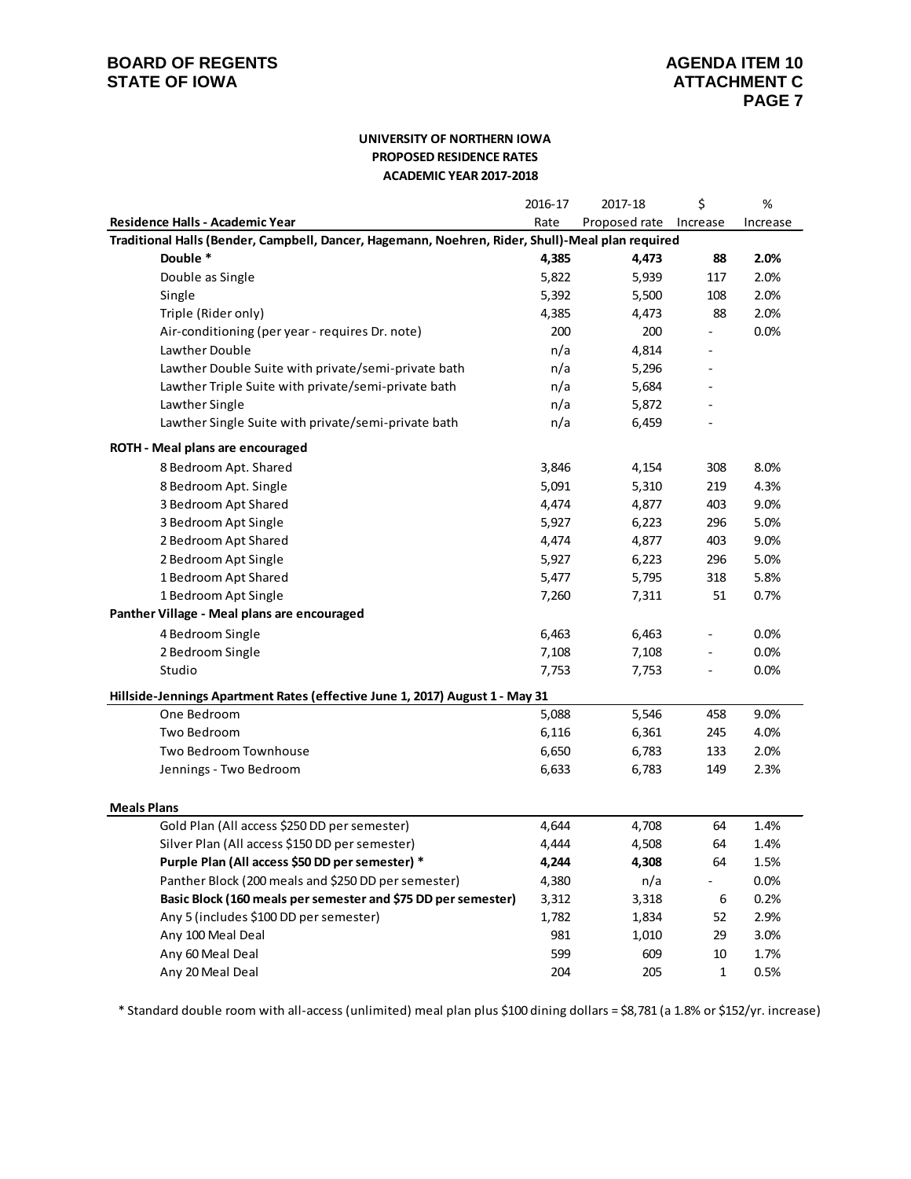**BOARD OF REGENTS**
**STATE OF IOWA**

**AGENDA ITEM 10**
**ATTACHMENT C**

## UNIVERSITY OF NORTHERN IOWA
## PROPOSED RESIDENCE RATES
## ACADEMIC YEAR 2017-2018

| Residence Halls - Academic Year | 2016-17 Rate | 2017-18 Proposed rate | $ Increase | % Increase |
|---|---|---|---|---|
| **Traditional Halls (Bender, Campbell, Dancer, Hagemann, Noehren, Rider, Shull)-Meal plan required** | | | | |
| **Double *** | **4,385** | **4,473** | **88** | **2.0%** |
| Double as Single | 5,822 | 5,939 | 117 | 2.0% |
| Single | 5,392 | 5,500 | 108 | 2.0% |
| Triple (Rider only) | 4,385 | 4,473 | 88 | 2.0% |
| Air-conditioning (per year - requires Dr. note) | 200 | 200 | - | 0.0% |
| Lawther Double | n/a | 4,814 | - | |
| Lawther Double Suite with private/semi-private bath | n/a | 5,296 | - | |
| Lawther Triple Suite with private/semi-private bath | n/a | 5,684 | - | |
| Lawther Single | n/a | 5,872 | - | |
| Lawther Single Suite with private/semi-private bath | n/a | 6,459 | - | |
| **ROTH - Meal plans are encouraged** | | | | |
| 8 Bedroom Apt. Shared | 3,846 | 4,154 | 308 | 8.0% |
| 8 Bedroom Apt. Single | 5,091 | 5,310 | 219 | 4.3% |
| 3 Bedroom Apt Shared | 4,474 | 4,877 | 403 | 9.0% |
| 3 Bedroom Apt Single | 5,927 | 6,223 | 296 | 5.0% |
| 2 Bedroom Apt Shared | 4,474 | 4,877 | 403 | 9.0% |
| 2 Bedroom Apt Single | 5,927 | 6,223 | 296 | 5.0% |
| 1 Bedroom Apt Shared | 5,477 | 5,795 | 318 | 5.8% |
| 1 Bedroom Apt Single | 7,260 | 7,311 | 51 | 0.7% |
| **Panther Village - Meal plans are encouraged** | | | | |
| 4 Bedroom Single | 6,463 | 6,463 | - | 0.0% |
| 2 Bedroom Single | 7,108 | 7,108 | - | 0.0% |
| Studio | 7,753 | 7,753 | - | 0.0% |
| **Hillside-Jennings Apartment Rates (effective June 1, 2017) August 1 - May 31** | | | | |
| One Bedroom | 5,088 | 5,546 | 458 | 9.0% |
| Two Bedroom | 6,116 | 6,361 | 245 | 4.0% |
| Two Bedroom Townhouse | 6,650 | 6,783 | 133 | 2.0% |
| Jennings - Two Bedroom | 6,633 | 6,783 | 149 | 2.3% |
| **Meals Plans** | | | | |
| Gold Plan (All access $250 DD per semester) | 4,644 | 4,708 | 64 | 1.4% |
| Silver Plan (All access $150 DD per semester) | 4,444 | 4,508 | 64 | 1.4% |
| **Purple Plan (All access $50 DD per semester) *** | **4,244** | **4,308** | 64 | 1.5% |
| Panther Block (200 meals and $250 DD per semester) | 4,380 | n/a | - | 0.0% |
| **Basic Block (160 meals per semester and $75 DD per semester)** | 3,312 | 3,318 | 6 | 0.2% |
| Any 5 (includes $100 DD per semester) | 1,782 | 1,834 | 52 | 2.9% |
| Any 100 Meal Deal | 981 | 1,010 | 29 | 3.0% |
| Any 60 Meal Deal | 599 | 609 | 10 | 1.7% |
| Any 20 Meal Deal | 204 | 205 | 1 | 0.5% |

* Standard double room with all-access (unlimited) meal plan plus $100 dining dollars = $8,781 (a 1.8% or $152/yr. increase)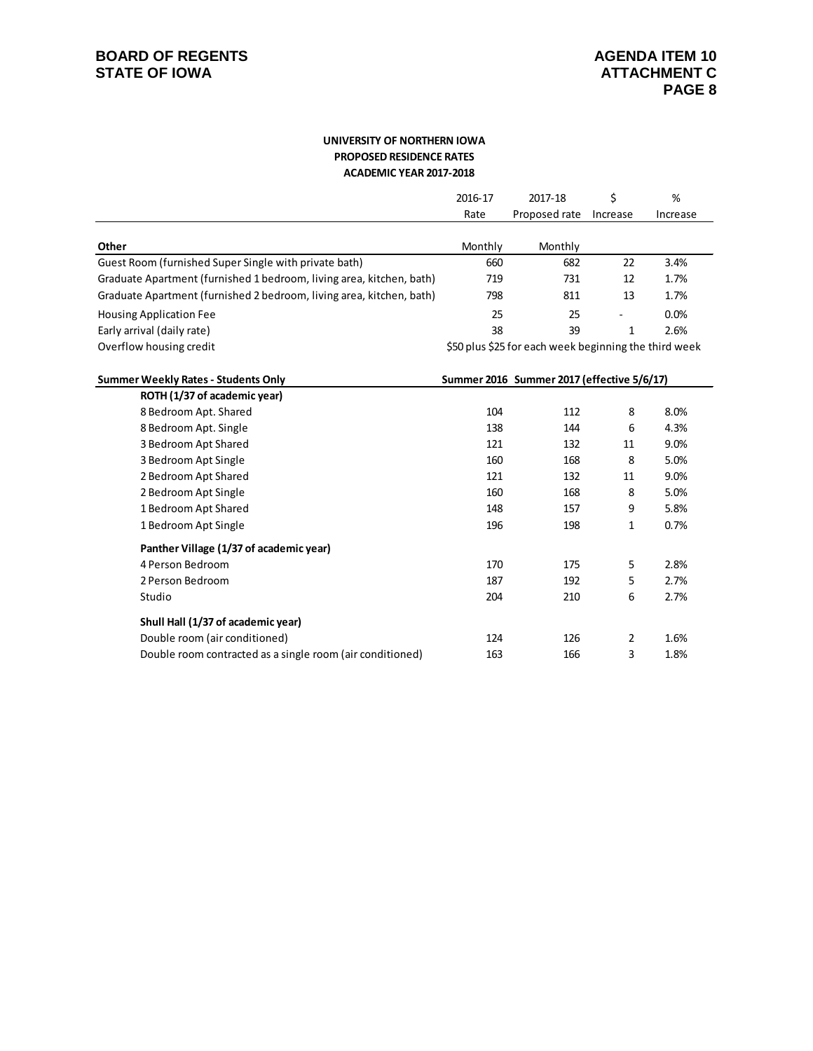BOARD OF REGENTS
STATE OF IOWA

AGENDA ITEM 10
ATTACHMENT C

**UNIVERSITY OF NORTHERN IOWA**
**PROPOSED RESIDENCE RATES**
**ACADEMIC YEAR 2017-2018**

| | 2016-17 Rate | 2017-18 Proposed rate | $ Increase | % Increase |
|---|---|---|---|---|
| **Other** | Monthly | Monthly | | |
| Guest Room (furnished Super Single with private bath) | 660 | 682 | 22 | 3.4% |
| Graduate Apartment (furnished 1 bedroom, living area, kitchen, bath) | 719 | 731 | 12 | 1.7% |
| Graduate Apartment (furnished 2 bedroom, living area, kitchen, bath) | 798 | 811 | 13 | 1.7% |
| Housing Application Fee | 25 | 25 | - | 0.0% |
| Early arrival (daily rate) | 38 | 39 | 1 | 2.6% |
| Overflow housing credit | $50 plus $25 for each week beginning the third week | | | |
| **Summer Weekly Rates - Students Only** | **Summer 2016** | **Summer 2017 (effective 5/6/17)** | | |
| **ROTH (1/37 of academic year)** | | | | |
| 8 Bedroom Apt. Shared | 104 | 112 | 8 | 8.0% |
| 8 Bedroom Apt. Single | 138 | 144 | 6 | 4.3% |
| 3 Bedroom Apt Shared | 121 | 132 | 11 | 9.0% |
| 3 Bedroom Apt Single | 160 | 168 | 8 | 5.0% |
| 2 Bedroom Apt Shared | 121 | 132 | 11 | 9.0% |
| 2 Bedroom Apt Single | 160 | 168 | 8 | 5.0% |
| 1 Bedroom Apt Shared | 148 | 157 | 9 | 5.8% |
| 1 Bedroom Apt Single | 196 | 198 | 1 | 0.7% |
| **Panther Village (1/37 of academic year)** | | | | |
| 4 Person Bedroom | 170 | 175 | 5 | 2.8% |
| 2 Person Bedroom | 187 | 192 | 5 | 2.7% |
| Studio | 204 | 210 | 6 | 2.7% |
| **Shull Hall (1/37 of academic year)** | | | | |
| Double room (air conditioned) | 124 | 126 | 2 | 1.6% |
| Double room contracted as a single room (air conditioned) | 163 | 166 | 3 | 1.8% |